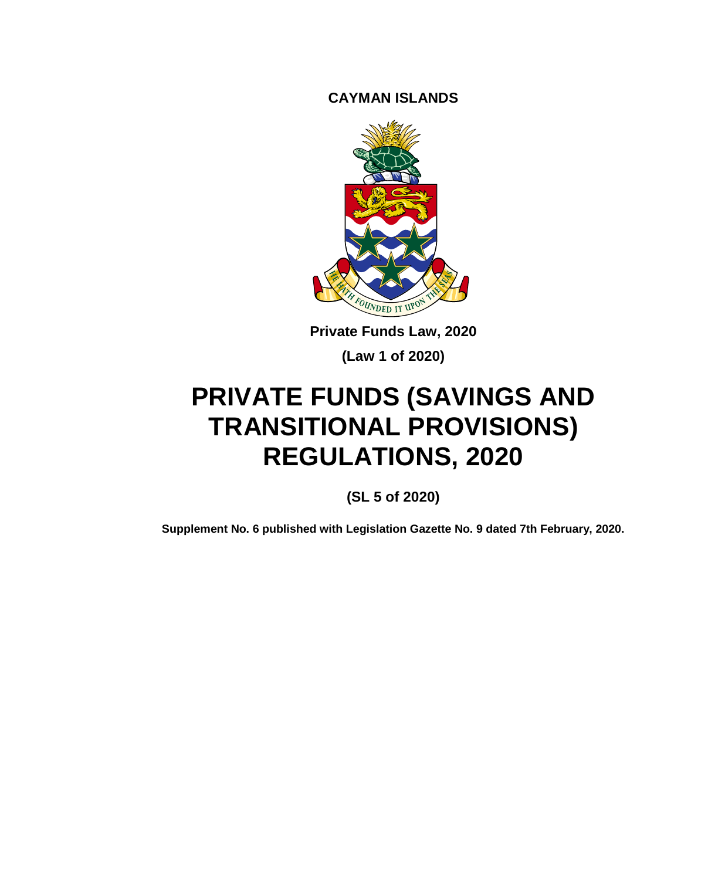**CAYMAN ISLANDS**

**Private Funds Law, 2020**

**(Law 1 of 2020)**

# PRIVATE FUNDS (SAVINGS AND TRANSITIONAL PROVISIONS) REGULATIONS, 2020

**(SL 5 of 2020)**

**Supplement No. 6 published with Legislation Gazette No. 9 dated 7th February, 2020.**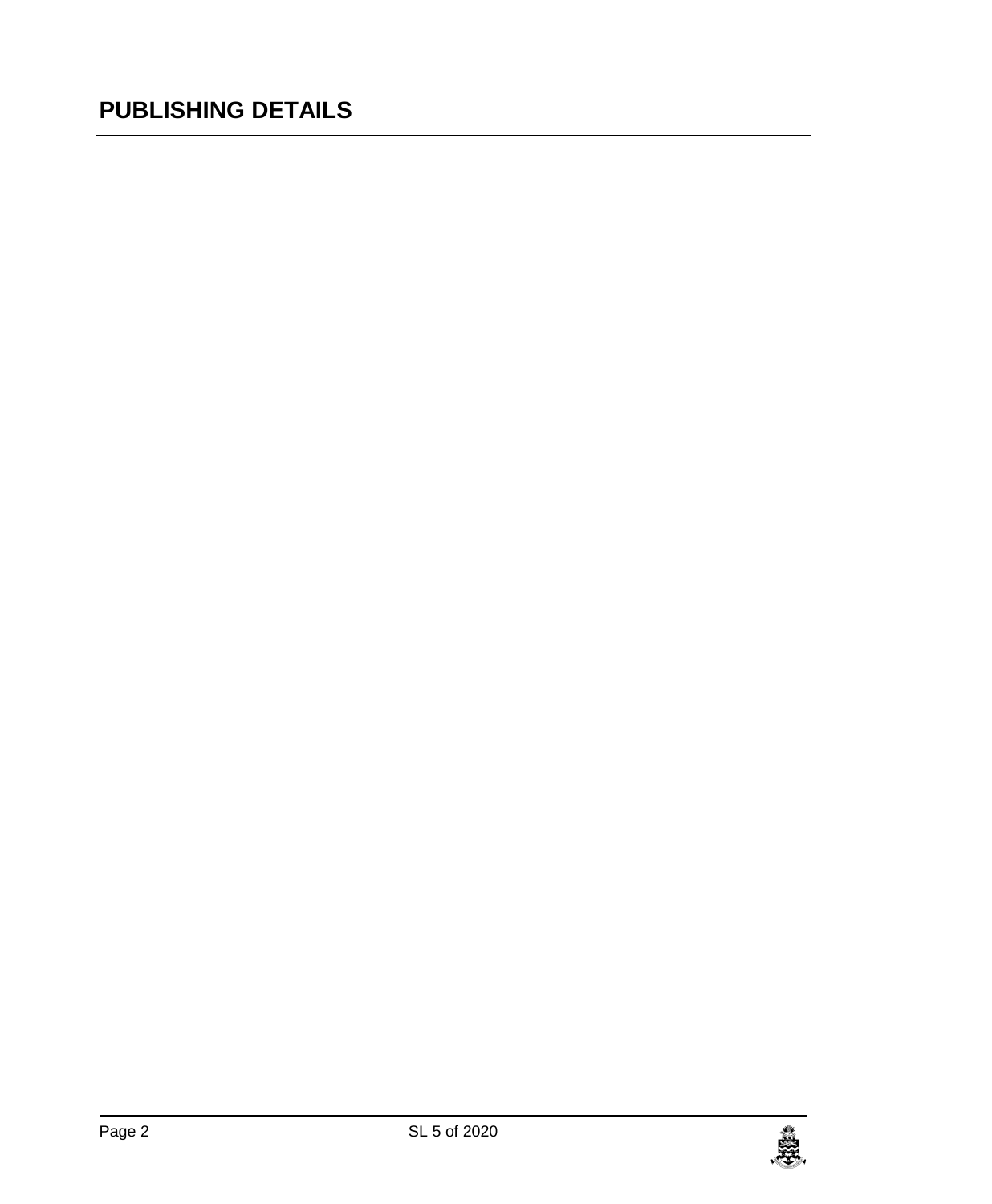# PUBLISHING DETAILS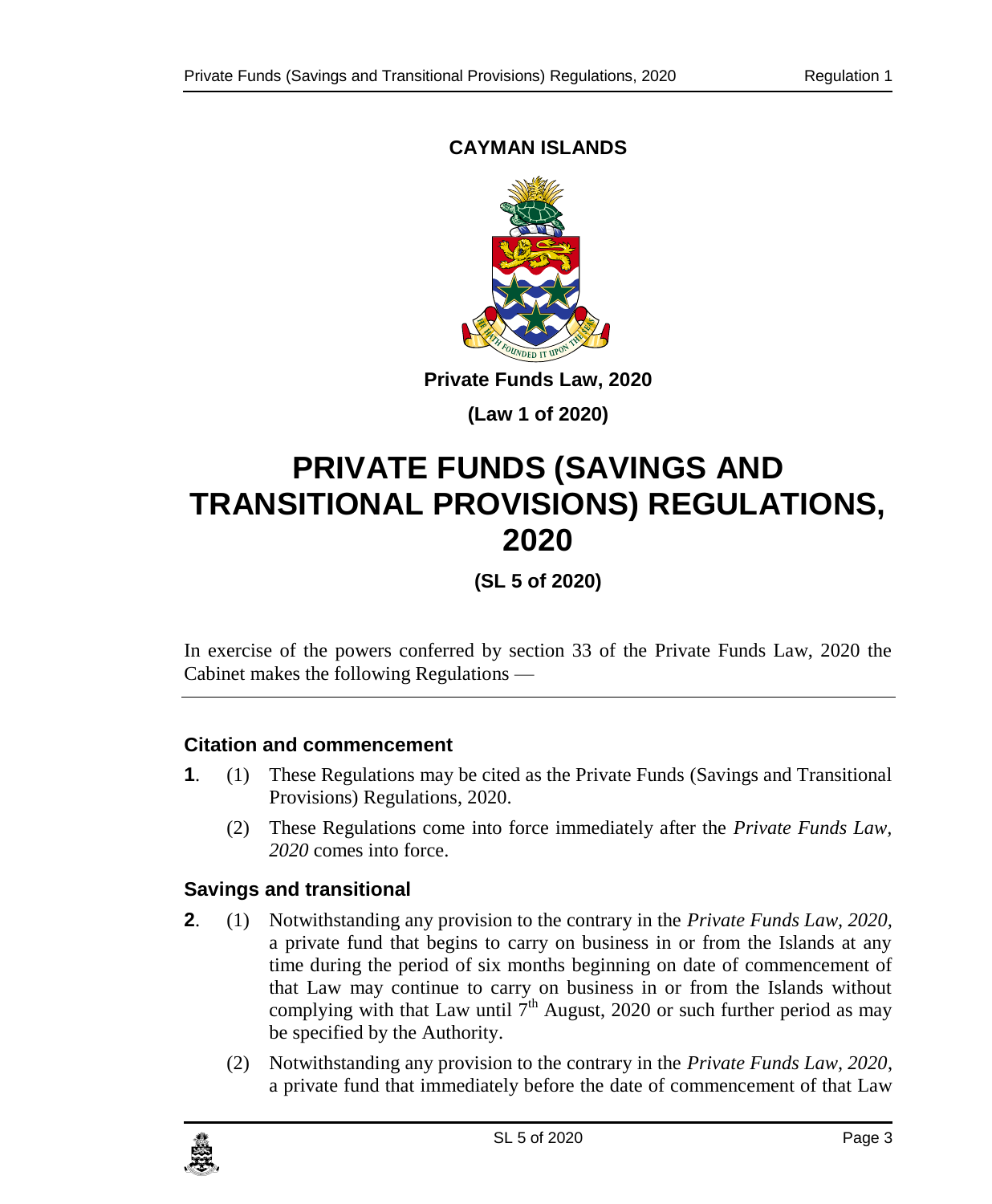**CAYMAN ISLANDS**

**Private Funds Law, 2020**

**(Law 1 of 2020)**

# PRIVATE FUNDS (SAVINGS AND TRANSITIONAL PROVISIONS) REGULATIONS, 2020

**(SL 5 of 2020)**

In exercise of the powers conferred by section 33 of the Private Funds Law, 2020 the Cabinet makes the following Regulations —

## Citation and commencement

**1**. (1) These Regulations may be cited as the Private Funds (Savings and Transitional Provisions) Regulations, 2020.

(2) These Regulations come into force immediately after the *Private Funds Law, 2020* comes into force.

## Savings and transitional

**2**. (1) Notwithstanding any provision to the contrary in the *Private Funds Law, 2020*, a private fund that begins to carry on business in or from the Islands at any time during the period of six months beginning on date of commencement of that Law may continue to carry on business in or from the Islands without complying with that Law until 7th August, 2020 or such further period as may be specified by the Authority.

(2) Notwithstanding any provision to the contrary in the *Private Funds Law, 2020*, a private fund that immediately before the date of commencement of that Law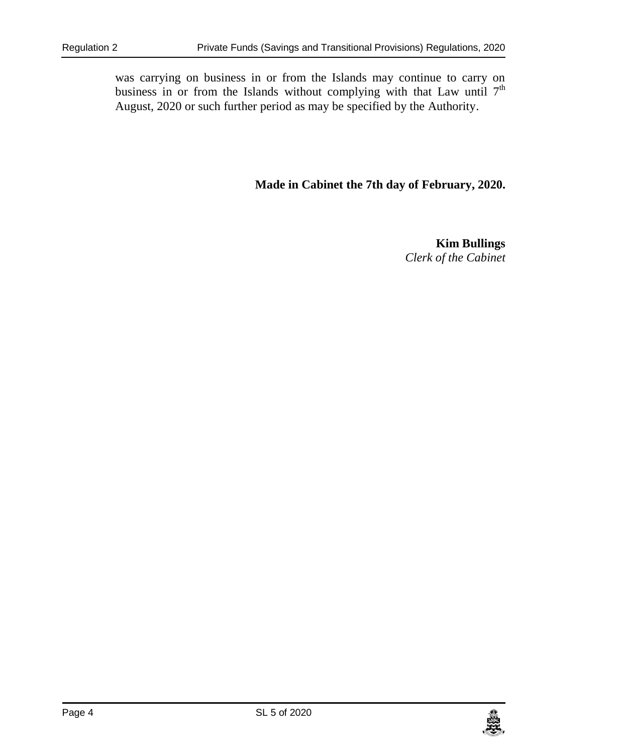was carrying on business in or from the Islands may continue to carry on business in or from the Islands without complying with that Law until 7th August, 2020 or such further period as may be specified by the Authority.

**Made in Cabinet the 7th day of February, 2020.**

**Kim Bullings**
*Clerk of the Cabinet*